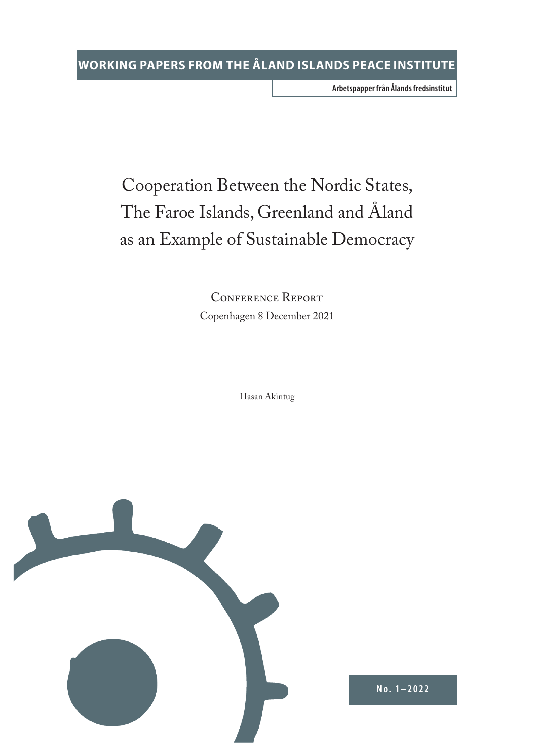**WORKING PAPERS FROM THE ÅLAND ISLANDS PEACE INSTITUTE**

**Arbetspapper från Ålands fredsinstitut**

# Cooperation Between the Nordic States, The Faroe Islands, Greenland and Åland as an Example of Sustainable Democracy

Conference Report

Copenhagen 8 December 2021

Hasan Akintug

No. 1 – 2022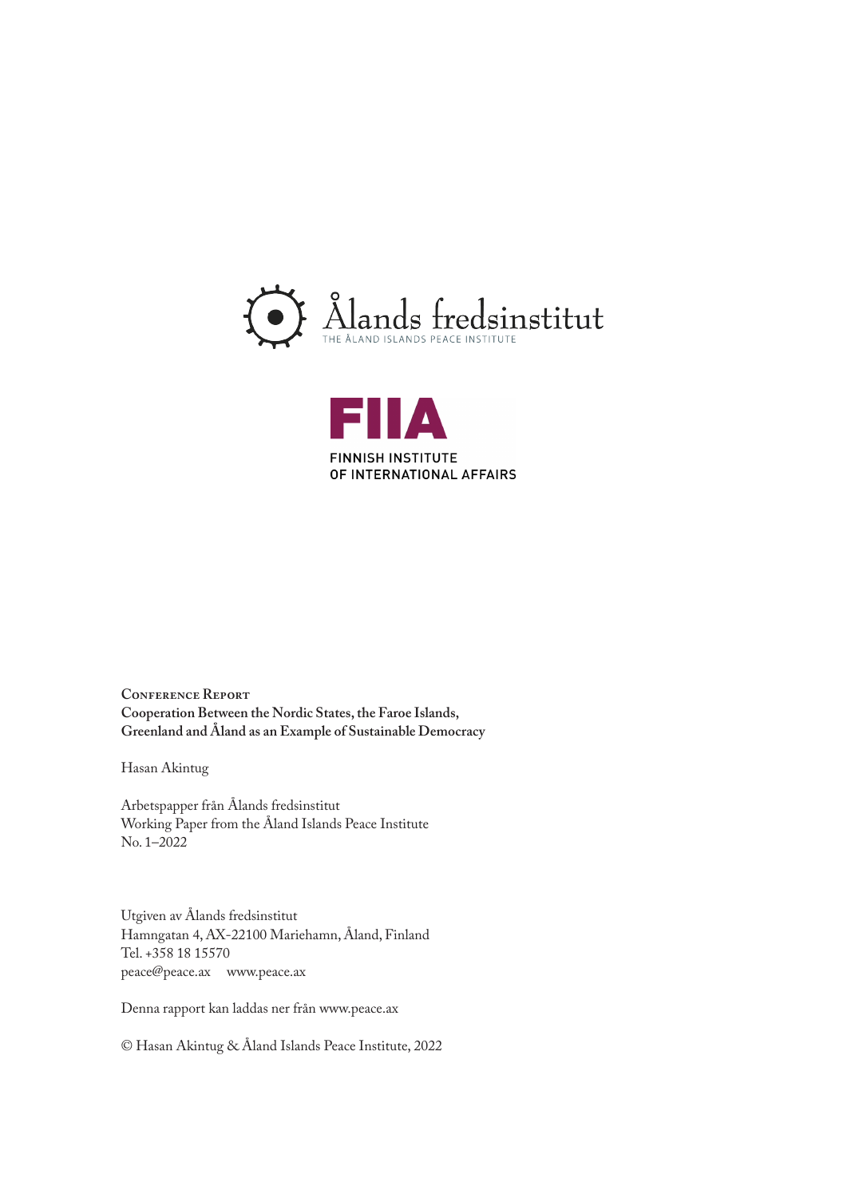Ålands fredsinstitut
THE ÅLAND ISLANDS PEACE INSTITUTE

FIIA
FINNISH INSTITUTE
OF INTERNATIONAL AFFAIRS

**Conference Report**
**Cooperation Between the Nordic States, the Faroe Islands, Greenland and Åland as an Example of Sustainable Democracy**

Hasan Akintug

Arbetspapper från Ålands fredsinstitut
Working Paper from the Åland Islands Peace Institute
No. 1–2022

Utgiven av Ålands fredsinstitut
Hamngatan 4, AX-22100 Mariehamn, Åland, Finland
Tel. +358 18 15570
peace@peace.ax www.peace.ax

Denna rapport kan laddas ner från www.peace.ax

© Hasan Akintug & Åland Islands Peace Institute, 2022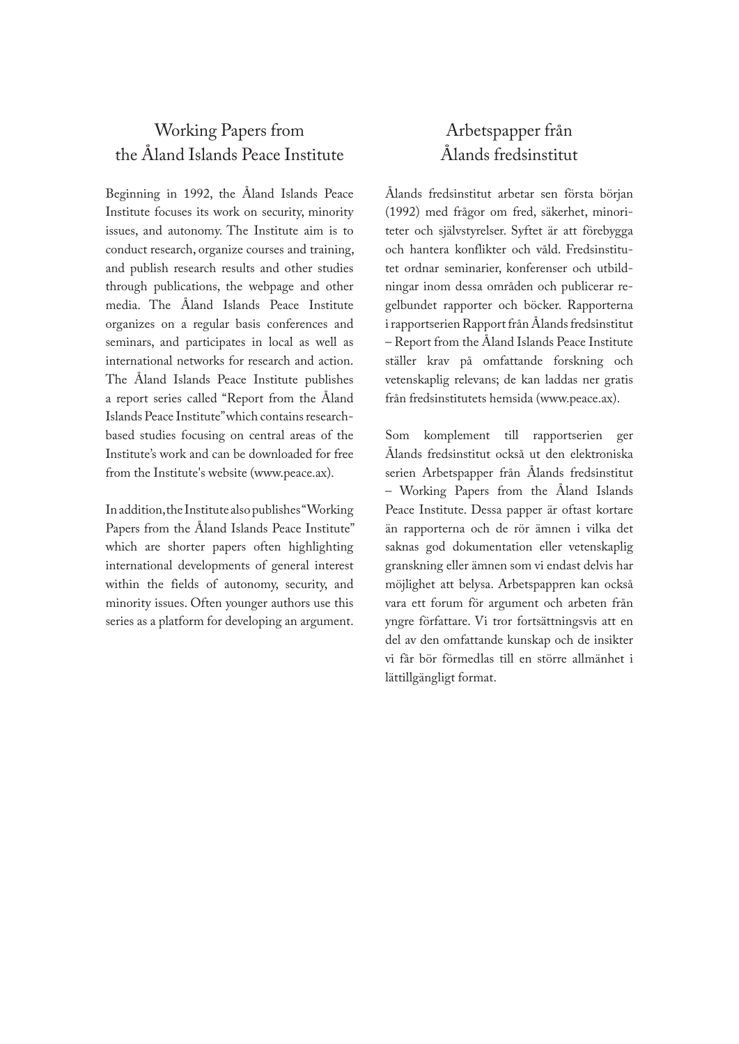## Working Papers from the Åland Islands Peace Institute

Beginning in 1992, the Åland Islands Peace Institute focuses its work on security, minority issues, and autonomy. The Institute aim is to conduct research, organize courses and training, and publish research results and other studies through publications, the webpage and other media. The Åland Islands Peace Institute organizes on a regular basis conferences and seminars, and participates in local as well as international networks for research and action. The Åland Islands Peace Institute publishes a report series called "Report from the Åland Islands Peace Institute" which contains research-based studies focusing on central areas of the Institute's work and can be downloaded for free from the Institute's website (www.peace.ax).

In addition, the Institute also publishes "Working Papers from the Åland Islands Peace Institute" which are shorter papers often highlighting international developments of general interest within the fields of autonomy, security, and minority issues. Often younger authors use this series as a platform for developing an argument.

## Arbetspapper från Ålands fredsinstitut

Ålands fredsinstitut arbetar sen första början (1992) med frågor om fred, säkerhet, minoriteter och självstyrelser. Syftet är att förebygga och hantera konflikter och våld. Fredsinstitutet ordnar seminarier, konferenser och utbildningar inom dessa områden och publicerar regelbundet rapporter och böcker. Rapporterna i rapportserien Rapport från Ålands fredsinstitut – Report from the Åland Islands Peace Institute ställer krav på omfattande forskning och vetenskaplig relevans; de kan laddas ner gratis från fredsinstitutets hemsida (www.peace.ax).

Som komplement till rapportserien ger Ålands fredsinstitut också ut den elektroniska serien Arbetspapper från Ålands fredsinstitut – Working Papers from the Åland Islands Peace Institute. Dessa papper är oftast kortare än rapporterna och de rör ämnen i vilka det saknas god dokumentation eller vetenskaplig granskning eller ämnen som vi endast delvis har möjlighet att belysa. Arbetspappren kan också vara ett forum för argument och arbeten från yngre författare. Vi tror fortsättningsvis att en del av den omfattande kunskap och de insikter vi får bör förmedlas till en större allmänhet i lättillgängligt format.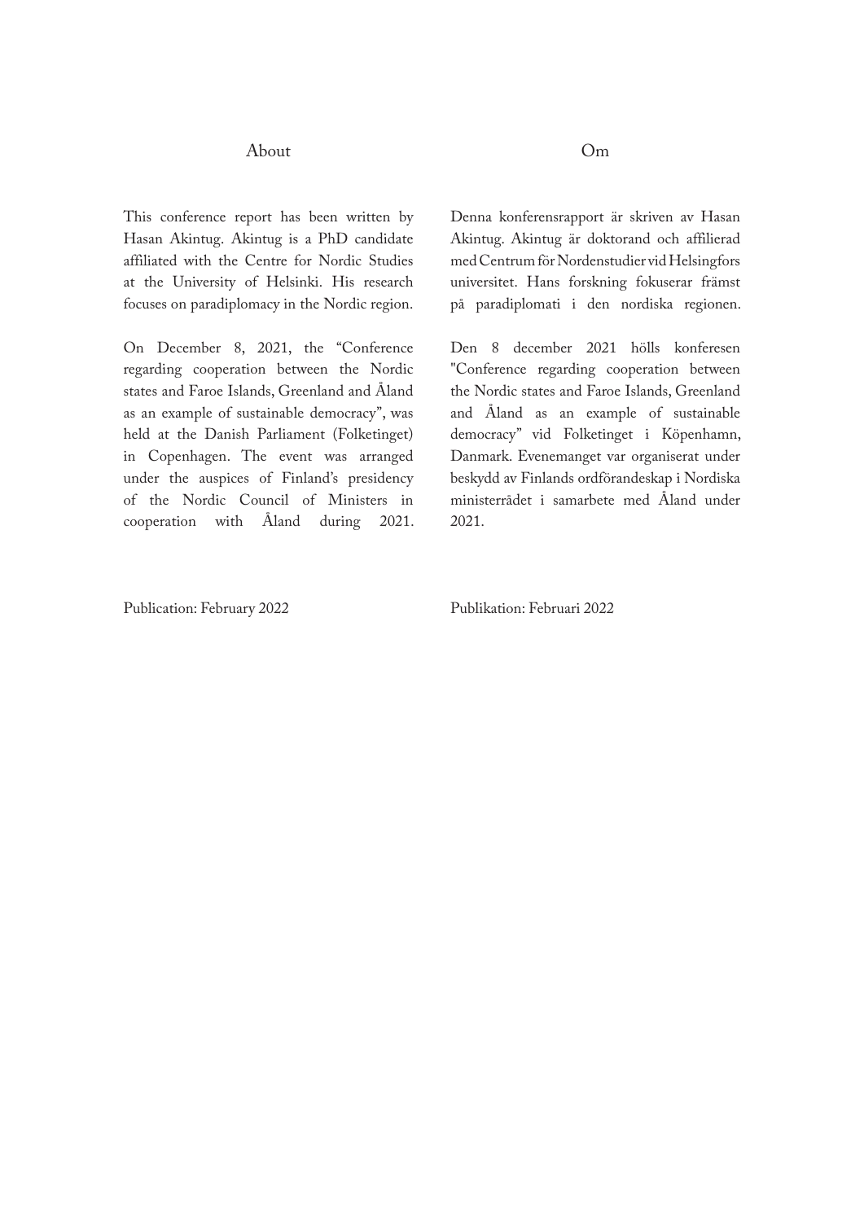## About

This conference report has been written by Hasan Akintug. Akintug is a PhD candidate affiliated with the Centre for Nordic Studies at the University of Helsinki. His research focuses on paradiplomacy in the Nordic region.

On December 8, 2021, the “Conference regarding cooperation between the Nordic states and Faroe Islands, Greenland and Åland as an example of sustainable democracy”, was held at the Danish Parliament (Folketinget) in Copenhagen. The event was arranged under the auspices of Finland’s presidency of the Nordic Council of Ministers in cooperation with Åland during 2021.

Publication: February 2022

## Om

Denna konferensrapport är skriven av Hasan Akintug. Akintug är doktorand och affilierad med Centrum för Nordenstudier vid Helsingfors universitet. Hans forskning fokuserar främst på paradiplomati i den nordiska regionen.

Den 8 december 2021 hölls konferesen "Conference regarding cooperation between the Nordic states and Faroe Islands, Greenland and Åland as an example of sustainable democracy” vid Folketinget i Köpenhamn, Danmark. Evenemanget var organiserat under beskydd av Finlands ordförandeskap i Nordiska ministerrådet i samarbete med Åland under 2021.

Publikation: Februari 2022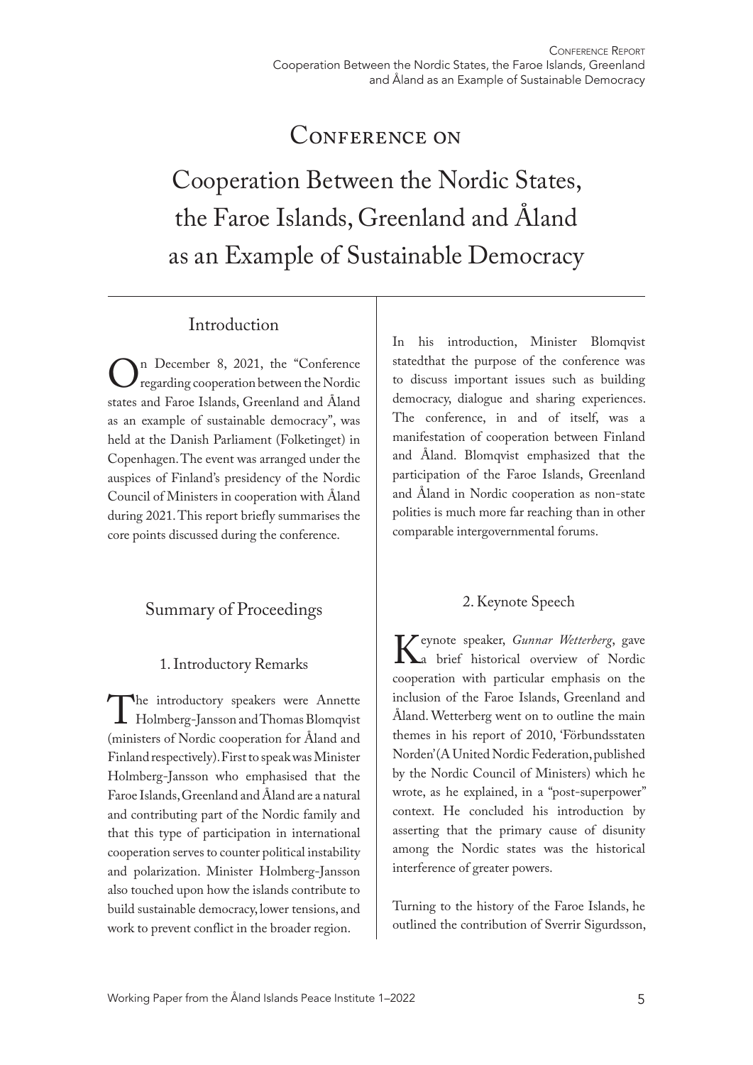# Conference on

# Cooperation Between the Nordic States, the Faroe Islands, Greenland and Åland as an Example of Sustainable Democracy

## Introduction

On December 8, 2021, the "Conference regarding cooperation between the Nordic states and Faroe Islands, Greenland and Åland as an example of sustainable democracy", was held at the Danish Parliament (Folketinget) in Copenhagen. The event was arranged under the auspices of Finland's presidency of the Nordic Council of Ministers in cooperation with Åland during 2021. This report briefly summarises the core points discussed during the conference.

## Summary of Proceedings

### 1. Introductory Remarks

The introductory speakers were Annette Holmberg-Jansson and Thomas Blomqvist (ministers of Nordic cooperation for Åland and Finland respectively). First to speak was Minister Holmberg-Jansson who emphasised that the Faroe Islands, Greenland and Åland are a natural and contributing part of the Nordic family and that this type of participation in international cooperation serves to counter political instability and polarization. Minister Holmberg-Jansson also touched upon how the islands contribute to build sustainable democracy, lower tensions, and work to prevent conflict in the broader region.

In his introduction, Minister Blomqvist statedthat the purpose of the conference was to discuss important issues such as building democracy, dialogue and sharing experiences. The conference, in and of itself, was a manifestation of cooperation between Finland and Åland. Blomqvist emphasized that the participation of the Faroe Islands, Greenland and Åland in Nordic cooperation as non-state polities is much more far reaching than in other comparable intergovernmental forums.

### 2. Keynote Speech

Keynote speaker, *Gunnar Wetterberg*, gave a brief historical overview of Nordic cooperation with particular emphasis on the inclusion of the Faroe Islands, Greenland and Åland. Wetterberg went on to outline the main themes in his report of 2010, 'Förbundsstaten Norden' (A United Nordic Federation, published by the Nordic Council of Ministers) which he wrote, as he explained, in a "post-superpower" context. He concluded his introduction by asserting that the primary cause of disunity among the Nordic states was the historical interference of greater powers.

Turning to the history of the Faroe Islands, he outlined the contribution of Sverrir Sigurdsson,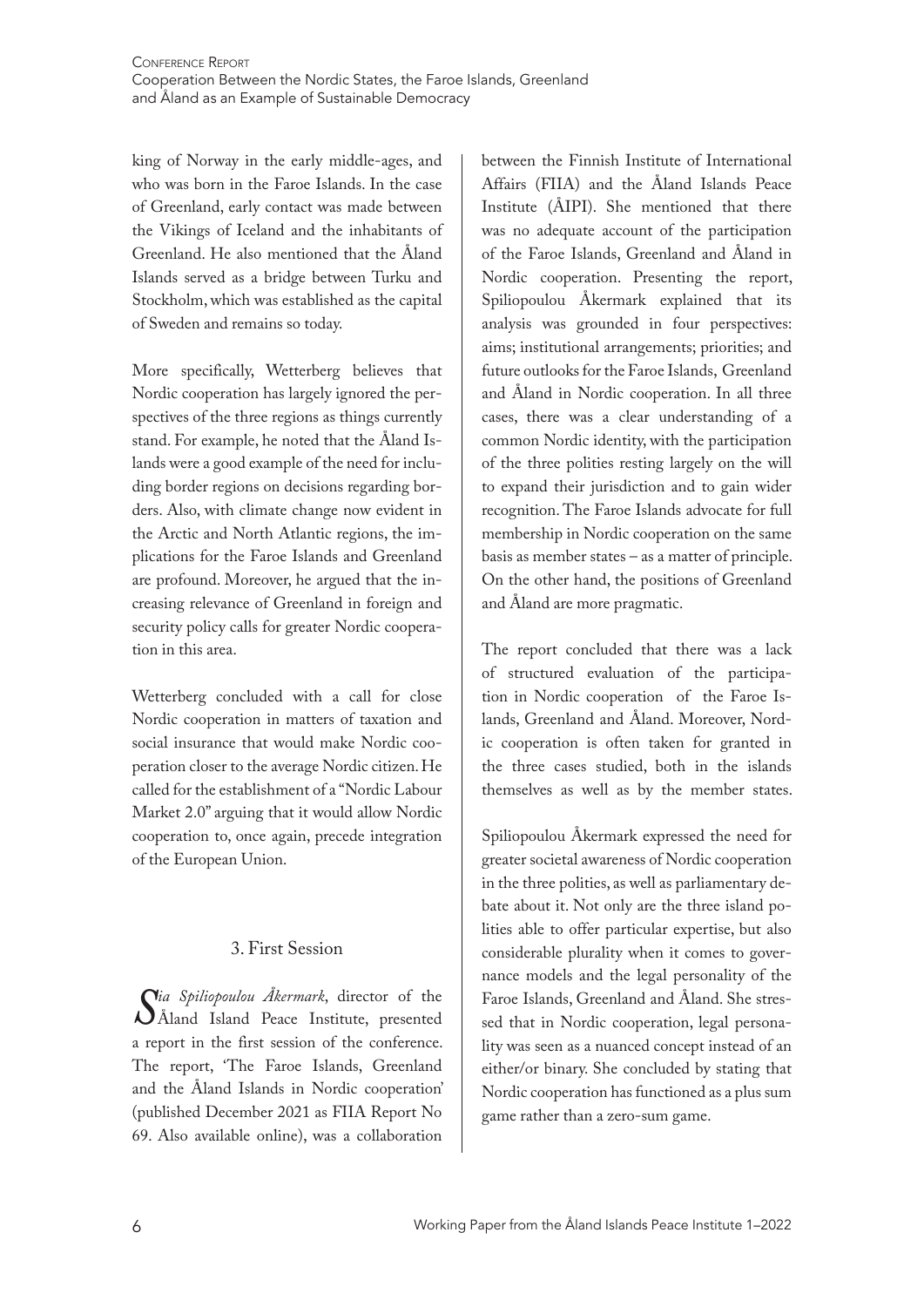king of Norway in the early middle-ages, and who was born in the Faroe Islands. In the case of Greenland, early contact was made between the Vikings of Iceland and the inhabitants of Greenland. He also mentioned that the Åland Islands served as a bridge between Turku and Stockholm, which was established as the capital of Sweden and remains so today.

More specifically, Wetterberg believes that Nordic cooperation has largely ignored the perspectives of the three regions as things currently stand. For example, he noted that the Åland Islands were a good example of the need for including border regions on decisions regarding borders. Also, with climate change now evident in the Arctic and North Atlantic regions, the implications for the Faroe Islands and Greenland are profound. Moreover, he argued that the increasing relevance of Greenland in foreign and security policy calls for greater Nordic cooperation in this area.

Wetterberg concluded with a call for close Nordic cooperation in matters of taxation and social insurance that would make Nordic cooperation closer to the average Nordic citizen. He called for the establishment of a "Nordic Labour Market 2.0" arguing that it would allow Nordic cooperation to, once again, precede integration of the European Union.

## 3. First Session

*Sia Spiliopoulou Åkermark*, director of the Åland Island Peace Institute, presented a report in the first session of the conference. The report, 'The Faroe Islands, Greenland and the Åland Islands in Nordic cooperation' (published December 2021 as FIIA Report No 69. Also available online), was a collaboration between the Finnish Institute of International Affairs (FIIA) and the Åland Islands Peace Institute (ÅIPI). She mentioned that there was no adequate account of the participation of the Faroe Islands, Greenland and Åland in Nordic cooperation. Presenting the report, Spiliopoulou Åkermark explained that its analysis was grounded in four perspectives: aims; institutional arrangements; priorities; and future outlooks for the Faroe Islands, Greenland and Åland in Nordic cooperation. In all three cases, there was a clear understanding of a common Nordic identity, with the participation of the three polities resting largely on the will to expand their jurisdiction and to gain wider recognition. The Faroe Islands advocate for full membership in Nordic cooperation on the same basis as member states – as a matter of principle. On the other hand, the positions of Greenland and Åland are more pragmatic.

The report concluded that there was a lack of structured evaluation of the participation in Nordic cooperation of the Faroe Islands, Greenland and Åland. Moreover, Nordic cooperation is often taken for granted in the three cases studied, both in the islands themselves as well as by the member states.

Spiliopoulou Åkermark expressed the need for greater societal awareness of Nordic cooperation in the three polities, as well as parliamentary debate about it. Not only are the three island polities able to offer particular expertise, but also considerable plurality when it comes to governance models and the legal personality of the Faroe Islands, Greenland and Åland. She stressed that in Nordic cooperation, legal personality was seen as a nuanced concept instead of an either/or binary. She concluded by stating that Nordic cooperation has functioned as a plus sum game rather than a zero-sum game.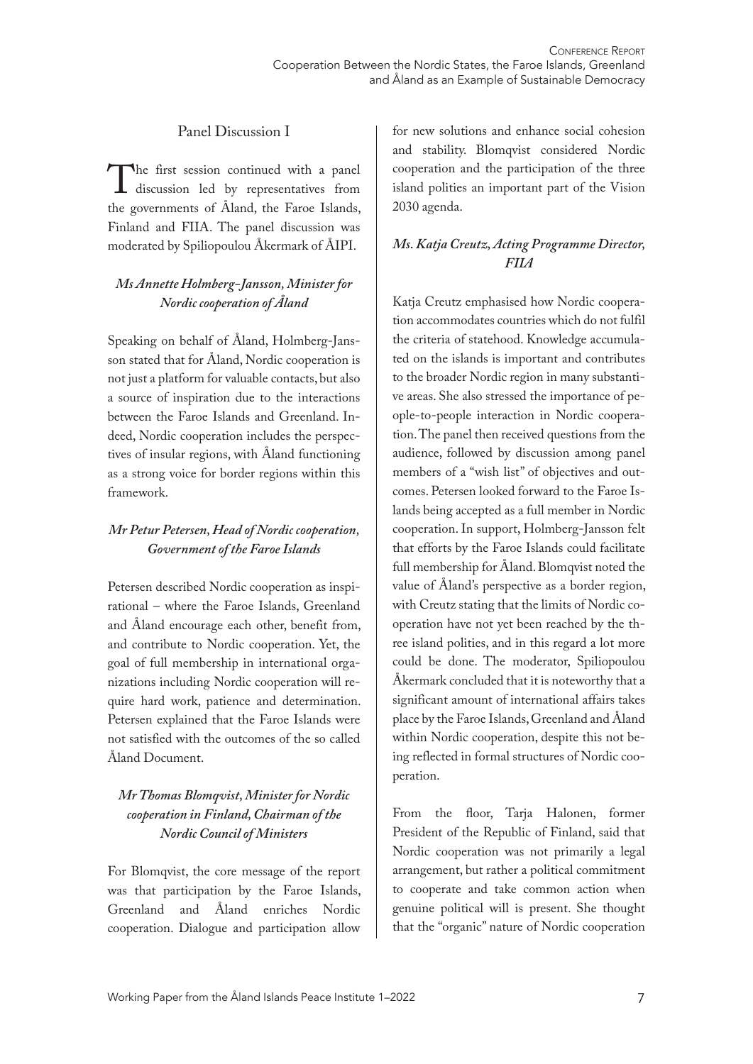## Panel Discussion I

The first session continued with a panel discussion led by representatives from the governments of Åland, the Faroe Islands, Finland and FIIA. The panel discussion was moderated by Spiliopoulou Åkermark of ÅIPI.

### *Ms Annette Holmberg-Jansson, Minister for Nordic cooperation of Åland*

Speaking on behalf of Åland, Holmberg-Jansson stated that for Åland, Nordic cooperation is not just a platform for valuable contacts, but also a source of inspiration due to the interactions between the Faroe Islands and Greenland. Indeed, Nordic cooperation includes the perspectives of insular regions, with Åland functioning as a strong voice for border regions within this framework.

### *Mr Petur Petersen, Head of Nordic cooperation, Government of the Faroe Islands*

Petersen described Nordic cooperation as inspirational – where the Faroe Islands, Greenland and Åland encourage each other, benefit from, and contribute to Nordic cooperation. Yet, the goal of full membership in international organizations including Nordic cooperation will require hard work, patience and determination. Petersen explained that the Faroe Islands were not satisfied with the outcomes of the so called Åland Document.

### *Mr Thomas Blomqvist, Minister for Nordic cooperation in Finland, Chairman of the Nordic Council of Ministers*

For Blomqvist, the core message of the report was that participation by the Faroe Islands, Greenland and Åland enriches Nordic cooperation. Dialogue and participation allow for new solutions and enhance social cohesion and stability. Blomqvist considered Nordic cooperation and the participation of the three island polities an important part of the Vision 2030 agenda.

### *Ms. Katja Creutz, Acting Programme Director, FIIA*

Katja Creutz emphasised how Nordic cooperation accommodates countries which do not fulfil the criteria of statehood. Knowledge accumulated on the islands is important and contributes to the broader Nordic region in many substantive areas. She also stressed the importance of people-to-people interaction in Nordic cooperation. The panel then received questions from the audience, followed by discussion among panel members of a "wish list" of objectives and outcomes. Petersen looked forward to the Faroe Islands being accepted as a full member in Nordic cooperation. In support, Holmberg-Jansson felt that efforts by the Faroe Islands could facilitate full membership for Åland. Blomqvist noted the value of Åland's perspective as a border region, with Creutz stating that the limits of Nordic cooperation have not yet been reached by the three island polities, and in this regard a lot more could be done. The moderator, Spiliopoulou Åkermark concluded that it is noteworthy that a significant amount of international affairs takes place by the Faroe Islands, Greenland and Åland within Nordic cooperation, despite this not being reflected in formal structures of Nordic cooperation.

From the floor, Tarja Halonen, former President of the Republic of Finland, said that Nordic cooperation was not primarily a legal arrangement, but rather a political commitment to cooperate and take common action when genuine political will is present. She thought that the "organic" nature of Nordic cooperation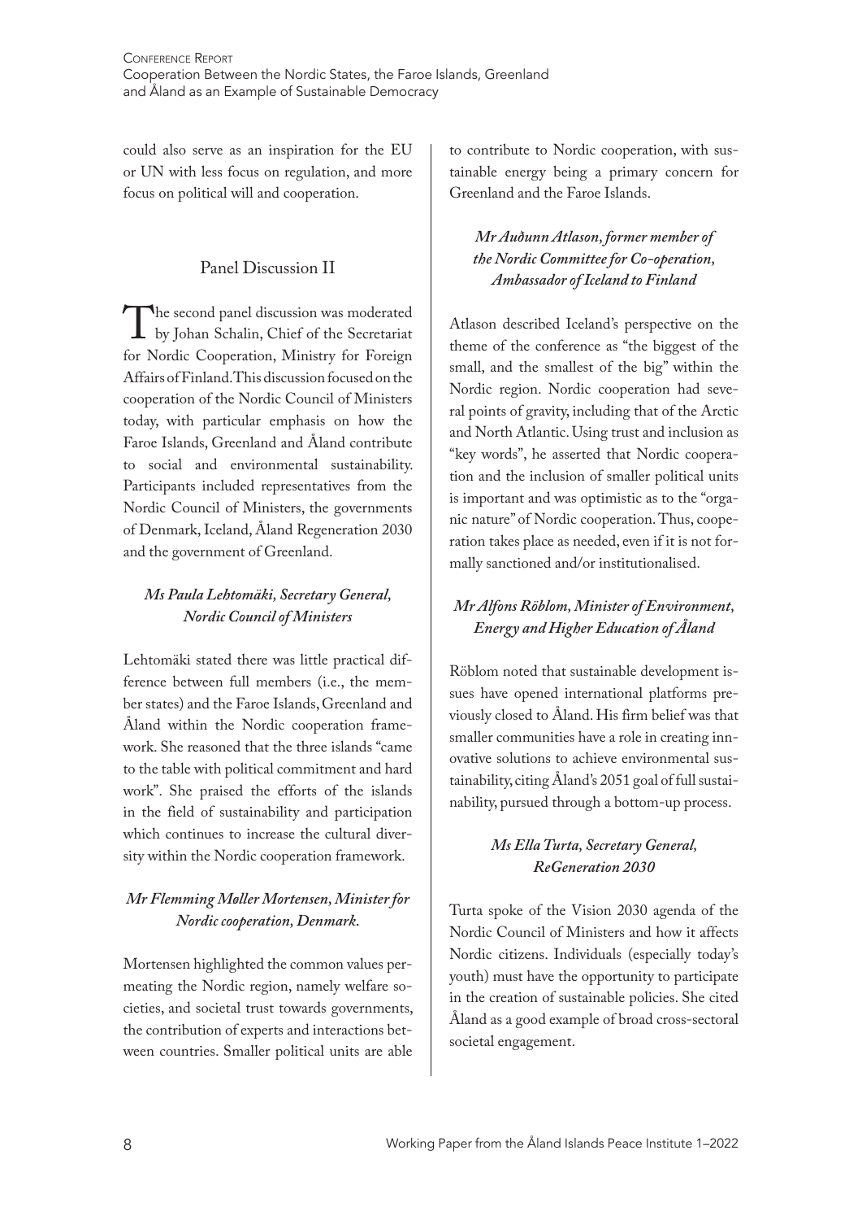could also serve as an inspiration for the EU or UN with less focus on regulation, and more focus on political will and cooperation.

## Panel Discussion II

The second panel discussion was moderated by Johan Schalin, Chief of the Secretariat for Nordic Cooperation, Ministry for Foreign Affairs of Finland. This discussion focused on the cooperation of the Nordic Council of Ministers today, with particular emphasis on how the Faroe Islands, Greenland and Åland contribute to social and environmental sustainability. Participants included representatives from the Nordic Council of Ministers, the governments of Denmark, Iceland, Åland Regeneration 2030 and the government of Greenland.

### *Ms Paula Lehtomäki, Secretary General, Nordic Council of Ministers*

Lehtomäki stated there was little practical difference between full members (i.e., the member states) and the Faroe Islands, Greenland and Åland within the Nordic cooperation framework. She reasoned that the three islands "came to the table with political commitment and hard work". She praised the efforts of the islands in the field of sustainability and participation which continues to increase the cultural diversity within the Nordic cooperation framework.

### *Mr Flemming Møller Mortensen, Minister for Nordic cooperation, Denmark.*

Mortensen highlighted the common values permeating the Nordic region, namely welfare societies, and societal trust towards governments, the contribution of experts and interactions between countries. Smaller political units are able to contribute to Nordic cooperation, with sustainable energy being a primary concern for Greenland and the Faroe Islands.

### *Mr Auðunn Atlason, former member of the Nordic Committee for Co-operation, Ambassador of Iceland to Finland*

Atlason described Iceland's perspective on the theme of the conference as "the biggest of the small, and the smallest of the big" within the Nordic region. Nordic cooperation had several points of gravity, including that of the Arctic and North Atlantic. Using trust and inclusion as "key words", he asserted that Nordic cooperation and the inclusion of smaller political units is important and was optimistic as to the "organic nature" of Nordic cooperation. Thus, cooperation takes place as needed, even if it is not formally sanctioned and/or institutionalised.

### *Mr Alfons Röblom, Minister of Environment, Energy and Higher Education of Åland*

Röblom noted that sustainable development issues have opened international platforms previously closed to Åland. His firm belief was that smaller communities have a role in creating innovative solutions to achieve environmental sustainability, citing Åland's 2051 goal of full sustainability, pursued through a bottom-up process.

### *Ms Ella Turta, Secretary General, ReGeneration 2030*

Turta spoke of the Vision 2030 agenda of the Nordic Council of Ministers and how it affects Nordic citizens. Individuals (especially today's youth) must have the opportunity to participate in the creation of sustainable policies. She cited Åland as a good example of broad cross-sectoral societal engagement.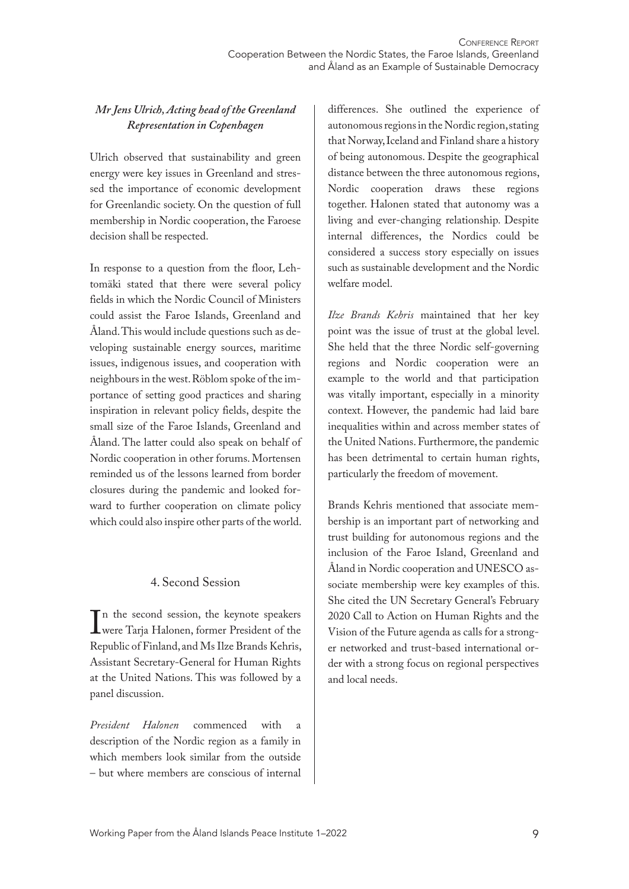*Mr Jens Ulrich, Acting head of the Greenland Representation in Copenhagen*

Ulrich observed that sustainability and green energy were key issues in Greenland and stressed the importance of economic development for Greenlandic society. On the question of full membership in Nordic cooperation, the Faroese decision shall be respected.

In response to a question from the floor, Lehtomäki stated that there were several policy fields in which the Nordic Council of Ministers could assist the Faroe Islands, Greenland and Åland. This would include questions such as developing sustainable energy sources, maritime issues, indigenous issues, and cooperation with neighbours in the west. Röblom spoke of the importance of setting good practices and sharing inspiration in relevant policy fields, despite the small size of the Faroe Islands, Greenland and Åland. The latter could also speak on behalf of Nordic cooperation in other forums. Mortensen reminded us of the lessons learned from border closures during the pandemic and looked forward to further cooperation on climate policy which could also inspire other parts of the world.

## 4. Second Session

In the second session, the keynote speakers were Tarja Halonen, former President of the Republic of Finland, and Ms Ilze Brands Kehris, Assistant Secretary-General for Human Rights at the United Nations. This was followed by a panel discussion.

*President Halonen* commenced with a description of the Nordic region as a family in which members look similar from the outside – but where members are conscious of internal differences. She outlined the experience of autonomous regions in the Nordic region, stating that Norway, Iceland and Finland share a history of being autonomous. Despite the geographical distance between the three autonomous regions, Nordic cooperation draws these regions together. Halonen stated that autonomy was a living and ever-changing relationship. Despite internal differences, the Nordics could be considered a success story especially on issues such as sustainable development and the Nordic welfare model.

*Ilze Brands Kehris* maintained that her key point was the issue of trust at the global level. She held that the three Nordic self-governing regions and Nordic cooperation were an example to the world and that participation was vitally important, especially in a minority context. However, the pandemic had laid bare inequalities within and across member states of the United Nations. Furthermore, the pandemic has been detrimental to certain human rights, particularly the freedom of movement.

Brands Kehris mentioned that associate membership is an important part of networking and trust building for autonomous regions and the inclusion of the Faroe Island, Greenland and Åland in Nordic cooperation and UNESCO associate membership were key examples of this. She cited the UN Secretary General's February 2020 Call to Action on Human Rights and the Vision of the Future agenda as calls for a stronger networked and trust-based international order with a strong focus on regional perspectives and local needs.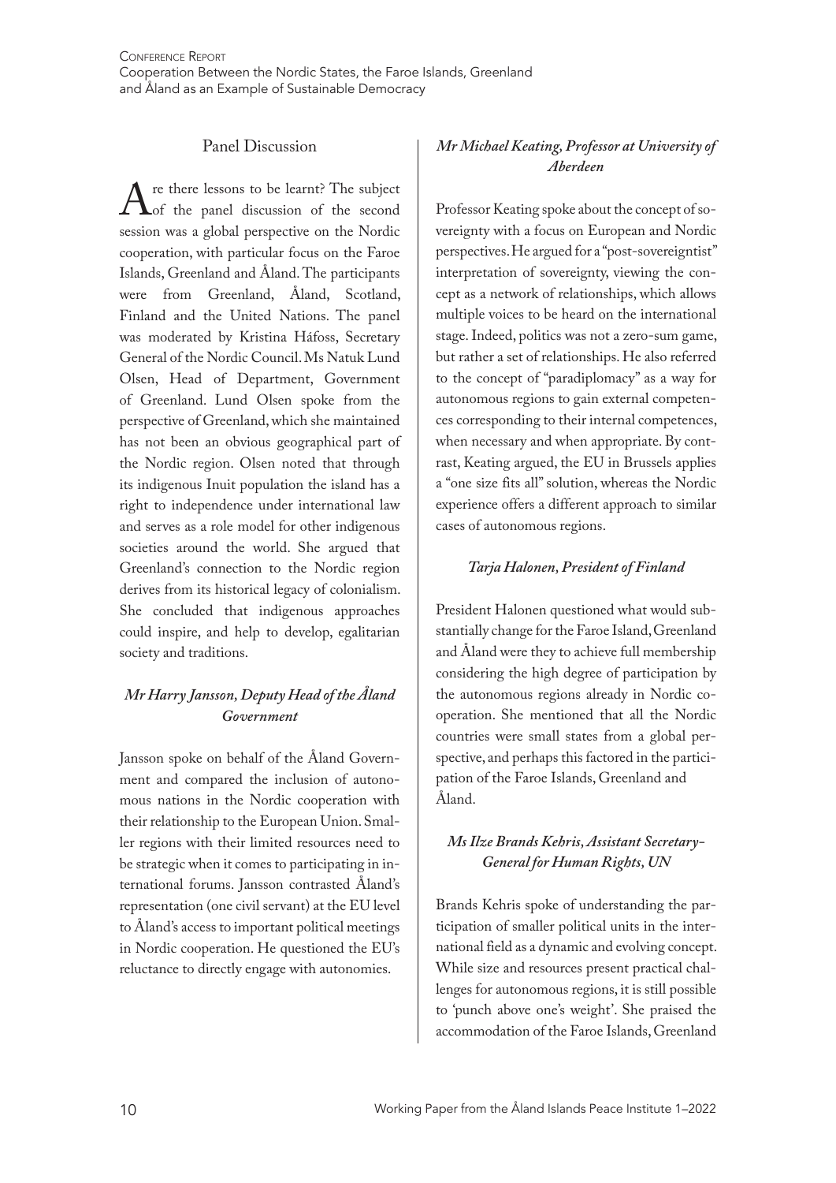## Panel Discussion

Are there lessons to be learnt? The subject of the panel discussion of the second session was a global perspective on the Nordic cooperation, with particular focus on the Faroe Islands, Greenland and Åland. The participants were from Greenland, Åland, Scotland, Finland and the United Nations. The panel was moderated by Kristina Háfoss, Secretary General of the Nordic Council. Ms Natuk Lund Olsen, Head of Department, Government of Greenland. Lund Olsen spoke from the perspective of Greenland, which she maintained has not been an obvious geographical part of the Nordic region. Olsen noted that through its indigenous Inuit population the island has a right to independence under international law and serves as a role model for other indigenous societies around the world. She argued that Greenland's connection to the Nordic region derives from its historical legacy of colonialism. She concluded that indigenous approaches could inspire, and help to develop, egalitarian society and traditions.

### *Mr Harry Jansson, Deputy Head of the Åland Government*

Jansson spoke on behalf of the Åland Government and compared the inclusion of autonomous nations in the Nordic cooperation with their relationship to the European Union. Smaller regions with their limited resources need to be strategic when it comes to participating in international forums. Jansson contrasted Åland's representation (one civil servant) at the EU level to Åland's access to important political meetings in Nordic cooperation. He questioned the EU's reluctance to directly engage with autonomies.

### *Mr Michael Keating, Professor at University of Aberdeen*

Professor Keating spoke about the concept of sovereignty with a focus on European and Nordic perspectives. He argued for a "post-sovereigntist" interpretation of sovereignty, viewing the concept as a network of relationships, which allows multiple voices to be heard on the international stage. Indeed, politics was not a zero-sum game, but rather a set of relationships. He also referred to the concept of "paradiplomacy" as a way for autonomous regions to gain external competences corresponding to their internal competences, when necessary and when appropriate. By contrast, Keating argued, the EU in Brussels applies a "one size fits all" solution, whereas the Nordic experience offers a different approach to similar cases of autonomous regions.

### *Tarja Halonen, President of Finland*

President Halonen questioned what would substantially change for the Faroe Island, Greenland and Åland were they to achieve full membership considering the high degree of participation by the autonomous regions already in Nordic cooperation. She mentioned that all the Nordic countries were small states from a global perspective, and perhaps this factored in the participation of the Faroe Islands, Greenland and Åland.

### *Ms Ilze Brands Kehris, Assistant Secretary-General for Human Rights, UN*

Brands Kehris spoke of understanding the participation of smaller political units in the international field as a dynamic and evolving concept. While size and resources present practical challenges for autonomous regions, it is still possible to 'punch above one's weight'. She praised the accommodation of the Faroe Islands, Greenland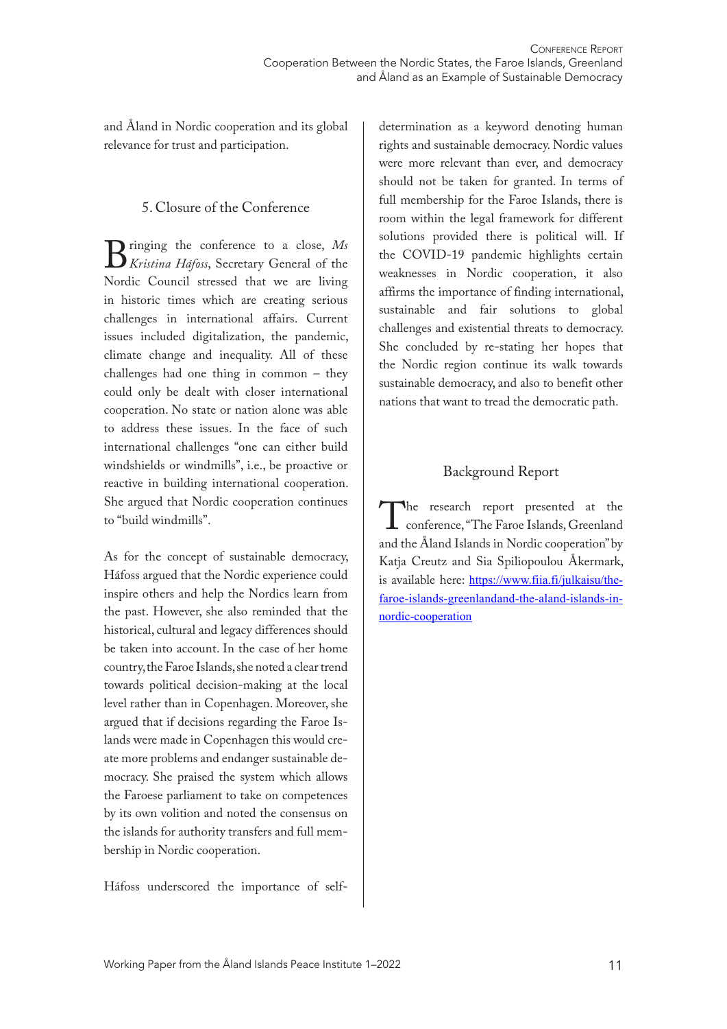and Åland in Nordic cooperation and its global relevance for trust and participation.

## 5. Closure of the Conference

Bringing the conference to a close, *Ms Kristina Háfoss*, Secretary General of the Nordic Council stressed that we are living in historic times which are creating serious challenges in international affairs. Current issues included digitalization, the pandemic, climate change and inequality. All of these challenges had one thing in common – they could only be dealt with closer international cooperation. No state or nation alone was able to address these issues. In the face of such international challenges "one can either build windshields or windmills", i.e., be proactive or reactive in building international cooperation. She argued that Nordic cooperation continues to "build windmills".

As for the concept of sustainable democracy, Háfoss argued that the Nordic experience could inspire others and help the Nordics learn from the past. However, she also reminded that the historical, cultural and legacy differences should be taken into account. In the case of her home country, the Faroe Islands, she noted a clear trend towards political decision-making at the local level rather than in Copenhagen. Moreover, she argued that if decisions regarding the Faroe Islands were made in Copenhagen this would create more problems and endanger sustainable democracy. She praised the system which allows the Faroese parliament to take on competences by its own volition and noted the consensus on the islands for authority transfers and full membership in Nordic cooperation.

Háfoss underscored the importance of self-determination as a keyword denoting human rights and sustainable democracy. Nordic values were more relevant than ever, and democracy should not be taken for granted. In terms of full membership for the Faroe Islands, there is room within the legal framework for different solutions provided there is political will. If the COVID-19 pandemic highlights certain weaknesses in Nordic cooperation, it also affirms the importance of finding international, sustainable and fair solutions to global challenges and existential threats to democracy. She concluded by re-stating her hopes that the Nordic region continue its walk towards sustainable democracy, and also to benefit other nations that want to tread the democratic path.

## Background Report

The research report presented at the conference, "The Faroe Islands, Greenland and the Åland Islands in Nordic cooperation" by Katja Creutz and Sia Spiliopoulou Åkermark, is available here: https://www.fiia.fi/julkaisu/the-faroe-islands-greenlandand-the-aland-islands-in-nordic-cooperation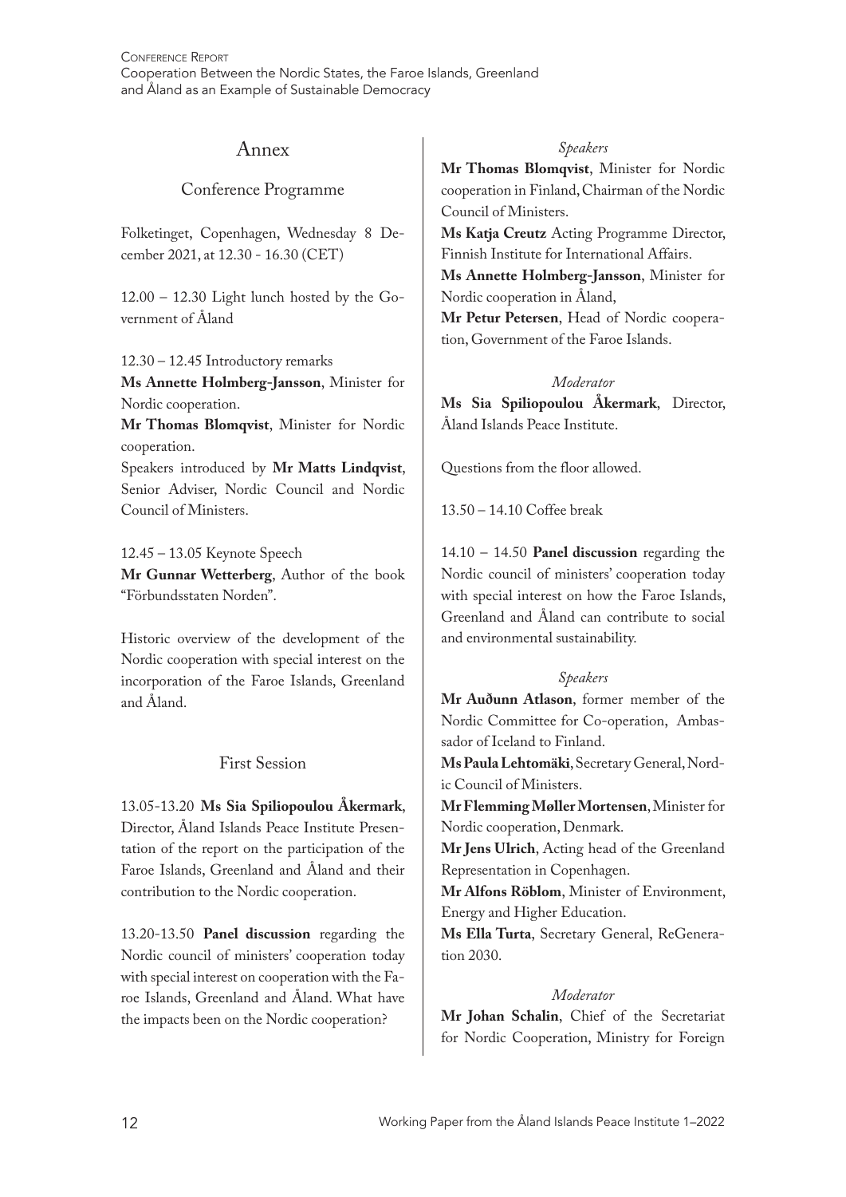# Annex

## Conference Programme

Folketinget, Copenhagen, Wednesday 8 December 2021, at 12.30 - 16.30 (CET)

12.00 – 12.30 Light lunch hosted by the Government of Åland

12.30 – 12.45 Introductory remarks

**Ms Annette Holmberg-Jansson**, Minister for Nordic cooperation.

**Mr Thomas Blomqvist**, Minister for Nordic cooperation.

Speakers introduced by **Mr Matts Lindqvist**, Senior Adviser, Nordic Council and Nordic Council of Ministers.

12.45 – 13.05 Keynote Speech

**Mr Gunnar Wetterberg**, Author of the book "Förbundsstaten Norden".

Historic overview of the development of the Nordic cooperation with special interest on the incorporation of the Faroe Islands, Greenland and Åland.

### First Session

13.05-13.20 **Ms Sia Spiliopoulou Åkermark**, Director, Åland Islands Peace Institute Presentation of the report on the participation of the Faroe Islands, Greenland and Åland and their contribution to the Nordic cooperation.

13.20-13.50 **Panel discussion** regarding the Nordic council of ministers' cooperation today with special interest on cooperation with the Faroe Islands, Greenland and Åland. What have the impacts been on the Nordic cooperation?

*Speakers*

**Mr Thomas Blomqvist**, Minister for Nordic cooperation in Finland, Chairman of the Nordic Council of Ministers.

**Ms Katja Creutz** Acting Programme Director, Finnish Institute for International Affairs.

**Ms Annette Holmberg-Jansson**, Minister for Nordic cooperation in Åland,

**Mr Petur Petersen**, Head of Nordic cooperation, Government of the Faroe Islands.

*Moderator*

**Ms Sia Spiliopoulou Åkermark**, Director, Åland Islands Peace Institute.

Questions from the floor allowed.

13.50 – 14.10 Coffee break

14.10 – 14.50 **Panel discussion** regarding the Nordic council of ministers' cooperation today with special interest on how the Faroe Islands, Greenland and Åland can contribute to social and environmental sustainability.

*Speakers*

**Mr Auðunn Atlason**, former member of the Nordic Committee for Co-operation, Ambassador of Iceland to Finland.

**Ms Paula Lehtomäki**, Secretary General, Nordic Council of Ministers.

**Mr Flemming Møller Mortensen**, Minister for Nordic cooperation, Denmark.

**Mr Jens Ulrich**, Acting head of the Greenland Representation in Copenhagen.

**Mr Alfons Röblom**, Minister of Environment, Energy and Higher Education.

**Ms Ella Turta**, Secretary General, ReGeneration 2030.

*Moderator*

**Mr Johan Schalin**, Chief of the Secretariat for Nordic Cooperation, Ministry for Foreign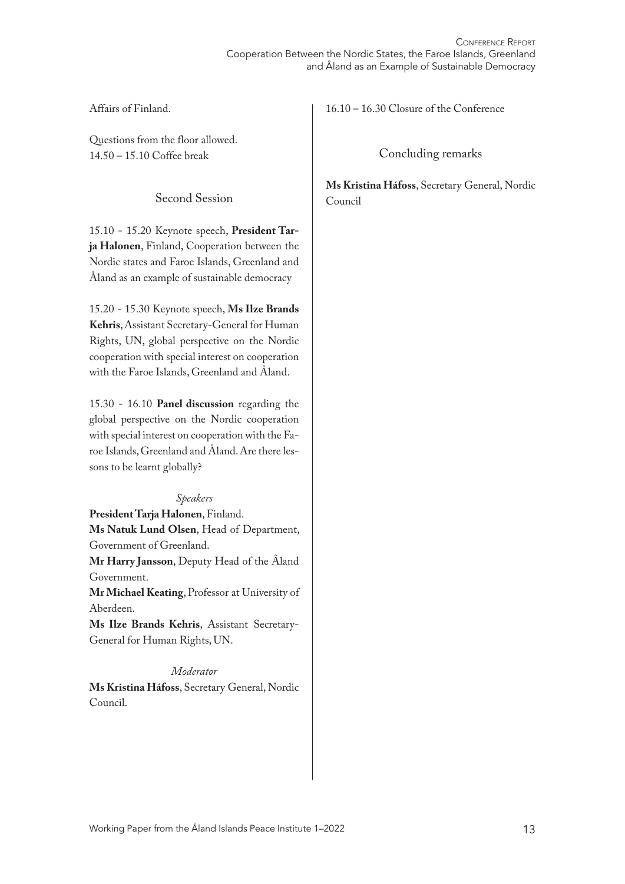Affairs of Finland.

Questions from the floor allowed.
14.50 – 15.10 Coffee break

## Second Session

15.10 - 15.20 Keynote speech, **President Tarja Halonen**, Finland, Cooperation between the Nordic states and Faroe Islands, Greenland and Åland as an example of sustainable democracy

15.20 - 15.30 Keynote speech, **Ms Ilze Brands Kehris**, Assistant Secretary-General for Human Rights, UN, global perspective on the Nordic cooperation with special interest on cooperation with the Faroe Islands, Greenland and Åland.

15.30 - 16.10 **Panel discussion** regarding the global perspective on the Nordic cooperation with special interest on cooperation with the Faroe Islands, Greenland and Åland. Are there lessons to be learnt globally?

*Speakers*

**President Tarja Halonen**, Finland.
**Ms Natuk Lund Olsen**, Head of Department, Government of Greenland.
**Mr Harry Jansson**, Deputy Head of the Åland Government.
**Mr Michael Keating**, Professor at University of Aberdeen.
**Ms Ilze Brands Kehris**, Assistant Secretary-General for Human Rights, UN.

*Moderator*

**Ms Kristina Háfoss**, Secretary General, Nordic Council.

16.10 – 16.30 Closure of the Conference

## Concluding remarks

**Ms Kristina Háfoss**, Secretary General, Nordic Council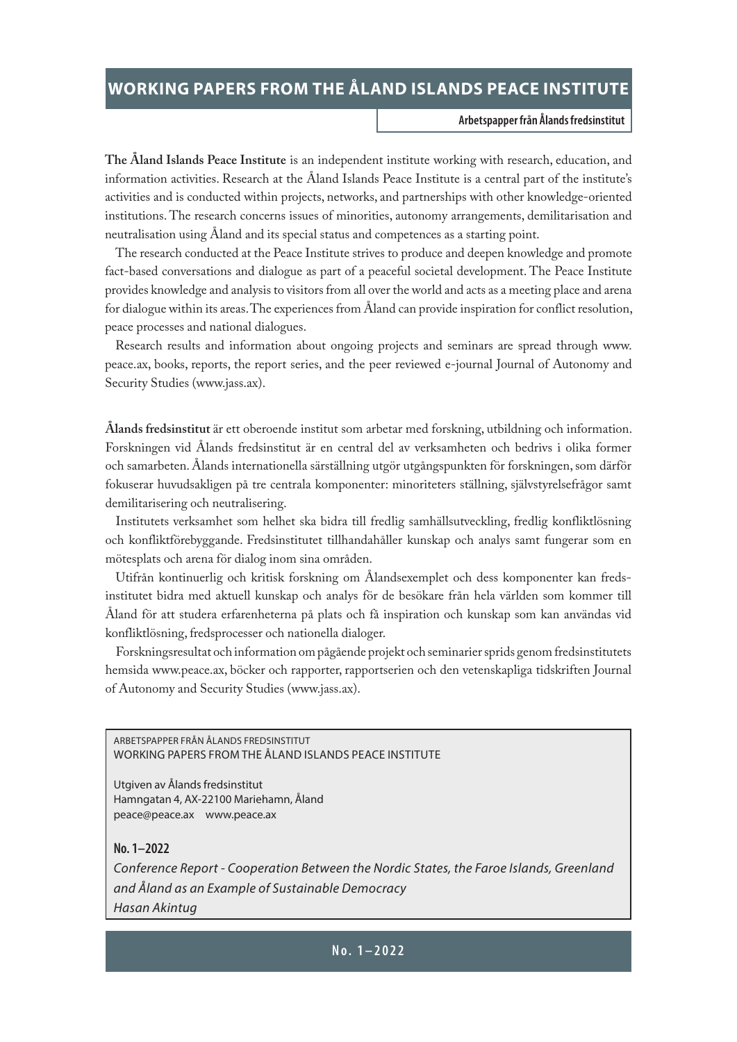# WORKING PAPERS FROM THE ÅLAND ISLANDS PEACE INSTITUTE

**Arbetspapper från Ålands fredsinstitut**

**The Åland Islands Peace Institute** is an independent institute working with research, education, and information activities. Research at the Åland Islands Peace Institute is a central part of the institute's activities and is conducted within projects, networks, and partnerships with other knowledge-oriented institutions. The research concerns issues of minorities, autonomy arrangements, demilitarisation and neutralisation using Åland and its special status and competences as a starting point.

The research conducted at the Peace Institute strives to produce and deepen knowledge and promote fact-based conversations and dialogue as part of a peaceful societal development. The Peace Institute provides knowledge and analysis to visitors from all over the world and acts as a meeting place and arena for dialogue within its areas. The experiences from Åland can provide inspiration for conflict resolution, peace processes and national dialogues.

Research results and information about ongoing projects and seminars are spread through www.peace.ax, books, reports, the report series, and the peer reviewed e-journal Journal of Autonomy and Security Studies (www.jass.ax).

**Ålands fredsinstitut** är ett oberoende institut som arbetar med forskning, utbildning och information. Forskningen vid Ålands fredsinstitut är en central del av verksamheten och bedrivs i olika former och samarbeten. Ålands internationella särställning utgör utgångspunkten för forskningen, som därför fokuserar huvudsakligen på tre centrala komponenter: minoriteters ställning, självstyrelsefrågor samt demilitarisering och neutralisering.

Institutets verksamhet som helhet ska bidra till fredlig samhällsutveckling, fredlig konfliktlösning och konfliktförebyggande. Fredsinstitutet tillhandahåller kunskap och analys samt fungerar som en mötesplats och arena för dialog inom sina områden.

Utifrån kontinuerlig och kritisk forskning om Ålandsexemplet och dess komponenter kan fredsinstitutet bidra med aktuell kunskap och analys för de besökare från hela världen som kommer till Åland för att studera erfarenheterna på plats och få inspiration och kunskap som kan användas vid konfliktlösning, fredsprocesser och nationella dialoger.

Forskningsresultat och information om pågående projekt och seminarier sprids genom fredsinstitutets hemsida www.peace.ax, böcker och rapporter, rapportserien och den vetenskapliga tidskriften Journal of Autonomy and Security Studies (www.jass.ax).

ARBETSPAPPER FRÅN ÅLANDS FREDSINSTITUT
WORKING PAPERS FROM THE ÅLAND ISLANDS PEACE INSTITUTE

Utgiven av Ålands fredsinstitut
Hamngatan 4, AX-22100 Mariehamn, Åland
peace@peace.ax www.peace.ax

**No. 1–2022**

*Conference Report - Cooperation Between the Nordic States, the Faroe Islands, Greenland and Åland as an Example of Sustainable Democracy*
*Hasan Akintug*

**No. 1–2022**